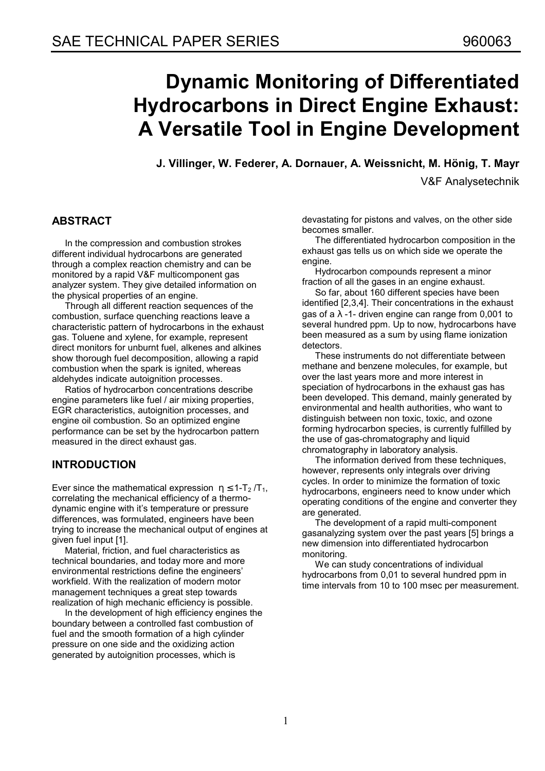SAE TECHNICAL PAPER SERIES 960063

# Dynamic Monitoring of Differentiated Hydrocarbons in Direct Engine Exhaust: A Versatile Tool in Engine Development

**J. Villinger, W. Federer, A. Dornauer, A. Weissnicht, M. Hönig, T. Mayr**

V&F Analysetechnik

## ABSTRACT

In the compression and combustion strokes different individual hydrocarbons are generated through a complex reaction chemistry and can be monitored by a rapid V&F multicomponent gas analyzer system. They give detailed information on the physical properties of an engine.

Through all different reaction sequences of the combustion, surface quenching reactions leave a characteristic pattern of hydrocarbons in the exhaust gas. Toluene and xylene, for example, represent direct monitors for unburnt fuel, alkenes and alkines show thorough fuel decomposition, allowing a rapid combustion when the spark is ignited, whereas aldehydes indicate autoignition processes.

Ratios of hydrocarbon concentrations describe engine parameters like fuel / air mixing properties, EGR characteristics, autoignition processes, and engine oil combustion. So an optimized engine performance can be set by the hydrocarbon pattern measured in the direct exhaust gas.

## INTRODUCTION

Ever since the mathematical expression $\eta \leq 1 - T_2 / T_1$, correlating the mechanical efficiency of a thermo-dynamic engine with it's temperature or pressure differences, was formulated, engineers have been trying to increase the mechanical output of engines at given fuel input [1].

Material, friction, and fuel characteristics as technical boundaries, and today more and more environmental restrictions define the engineers' workfield. With the realization of modern motor management techniques a great step towards realization of high mechanic efficiency is possible.

In the development of high efficiency engines the boundary between a controlled fast combustion of fuel and the smooth formation of a high cylinder pressure on one side and the oxidizing action generated by autoignition processes, which is devastating for pistons and valves, on the other side becomes smaller.

The differentiated hydrocarbon composition in the exhaust gas tells us on which side we operate the engine.

Hydrocarbon compounds represent a minor fraction of all the gases in an engine exhaust.

So far, about 160 different species have been identified [2,3,4]. Their concentrations in the exhaust gas of a $\lambda$-1- driven engine can range from 0,001 to several hundred ppm. Up to now, hydrocarbons have been measured as a sum by using flame ionization detectors.

These instruments do not differentiate between methane and benzene molecules, for example, but over the last years more and more interest in speciation of hydrocarbons in the exhaust gas has been developed. This demand, mainly generated by environmental and health authorities, who want to distinguish between non toxic, toxic, and ozone forming hydrocarbon species, is currently fulfilled by the use of gas-chromatography and liquid chromatography in laboratory analysis.

The information derived from these techniques, however, represents only integrals over driving cycles. In order to minimize the formation of toxic hydrocarbons, engineers need to know under which operating conditions of the engine and converter they are generated.

The development of a rapid multi-component gasanalyzing system over the past years [5] brings a new dimension into differentiated hydrocarbon monitoring.

We can study concentrations of individual hydrocarbons from 0,01 to several hundred ppm in time intervals from 10 to 100 msec per measurement.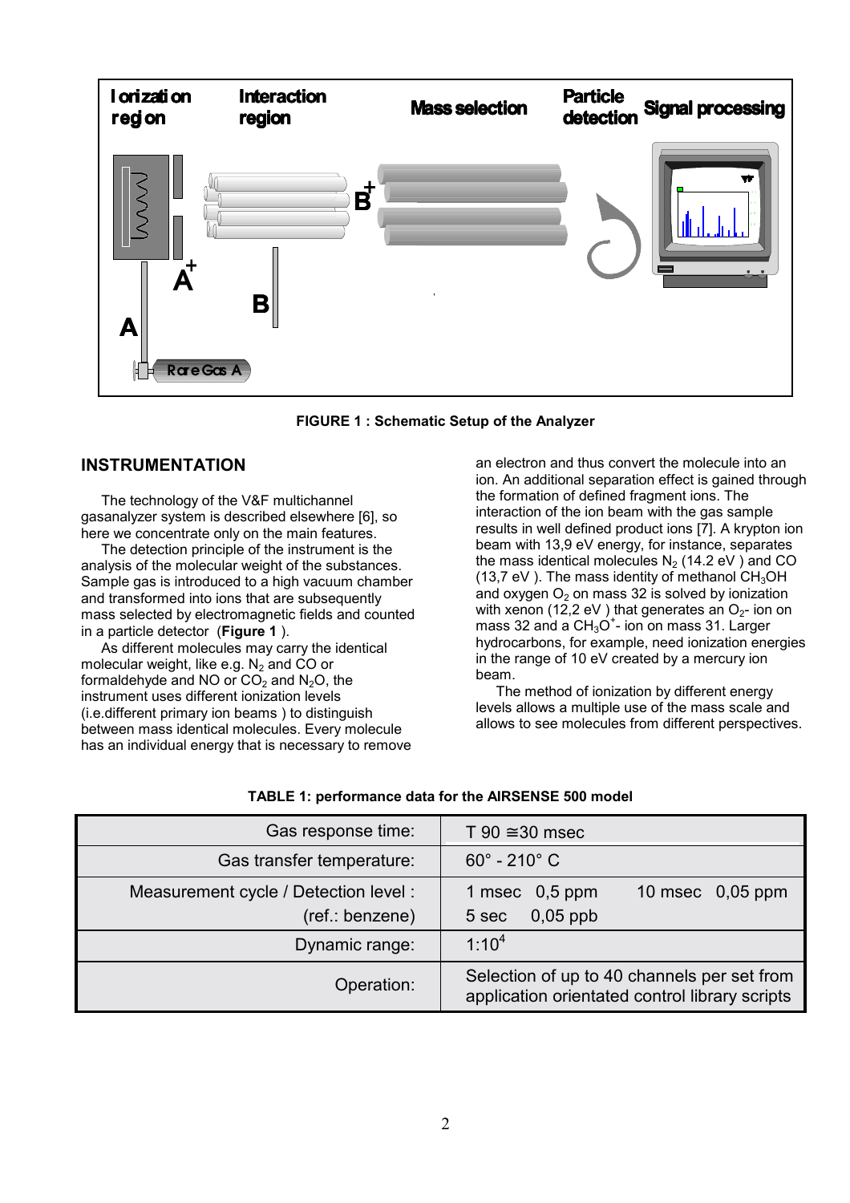FIGURE 1 : Schematic Setup of the Analyzer

## INSTRUMENTATION

The technology of the V&F multichannel gasanalyzer system is described elsewhere [6], so here we concentrate only on the main features.

The detection principle of the instrument is the analysis of the molecular weight of the substances. Sample gas is introduced to a high vacuum chamber and transformed into ions that are subsequently mass selected by electromagnetic fields and counted in a particle detector (**Figure 1** ).

As different molecules may carry the identical molecular weight, like e.g. $N_2$ and CO or formaldehyde and NO or $CO_2$ and $N_2O$, the instrument uses different ionization levels (i.e.different primary ion beams ) to distinguish between mass identical molecules. Every molecule has an individual energy that is necessary to remove an electron and thus convert the molecule into an ion. An additional separation effect is gained through the formation of defined fragment ions. The interaction of the ion beam with the gas sample results in well defined product ions [7]. A krypton ion beam with 13,9 eV energy, for instance, separates the mass identical molecules $N_2$ (14.2 eV ) and CO (13,7 eV ). The mass identity of methanol $CH_3OH$ and oxygen $O_2$ on mass 32 is solved by ionization with xenon (12,2 eV ) that generates an $O_2$- ion on mass 32 and a $CH_3O^+$- ion on mass 31. Larger hydrocarbons, for example, need ionization energies in the range of 10 eV created by a mercury ion beam.

The method of ionization by different energy levels allows a multiple use of the mass scale and allows to see molecules from different perspectives.

**TABLE 1: performance data for the AIRSENSE 500 model**

| | |
|---|---|
| Gas response time: | T 90 ≅30 msec |
| Gas transfer temperature: | 60° - 210° C |
| Measurement cycle / Detection level : (ref.: benzene) | 1 msec 0,5 ppm 10 msec 0,05 ppm 5 sec 0,05 ppb |
| Dynamic range: | $1:10^4$ |
| Operation: | Selection of up to 40 channels per set from application orientated control library scripts |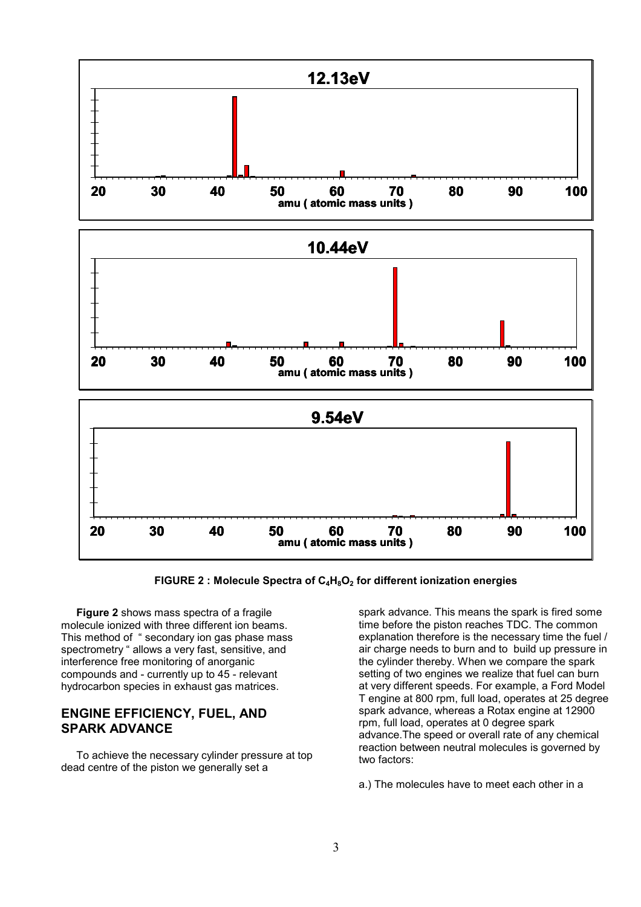**FIGURE 2 : Molecule Spectra of $C_4H_8O_2$ for different ionization energies**

**Figure 2** shows mass spectra of a fragile molecule ionized with three different ion beams. This method of " secondary ion gas phase mass spectrometry " allows a very fast, sensitive, and interference free monitoring of anorganic compounds and - currently up to 45 - relevant hydrocarbon species in exhaust gas matrices.

## ENGINE EFFICIENCY, FUEL, AND SPARK ADVANCE

To achieve the necessary cylinder pressure at top dead centre of the piston we generally set a spark advance. This means the spark is fired some time before the piston reaches TDC. The common explanation therefore is the necessary time the fuel / air charge needs to burn and to build up pressure in the cylinder thereby. When we compare the spark setting of two engines we realize that fuel can burn at very different speeds. For example, a Ford Model T engine at 800 rpm, full load, operates at 25 degree spark advance, whereas a Rotax engine at 12900 rpm, full load, operates at 0 degree spark advance.The speed or overall rate of any chemical reaction between neutral molecules is governed by two factors:

a.) The molecules have to meet each other in a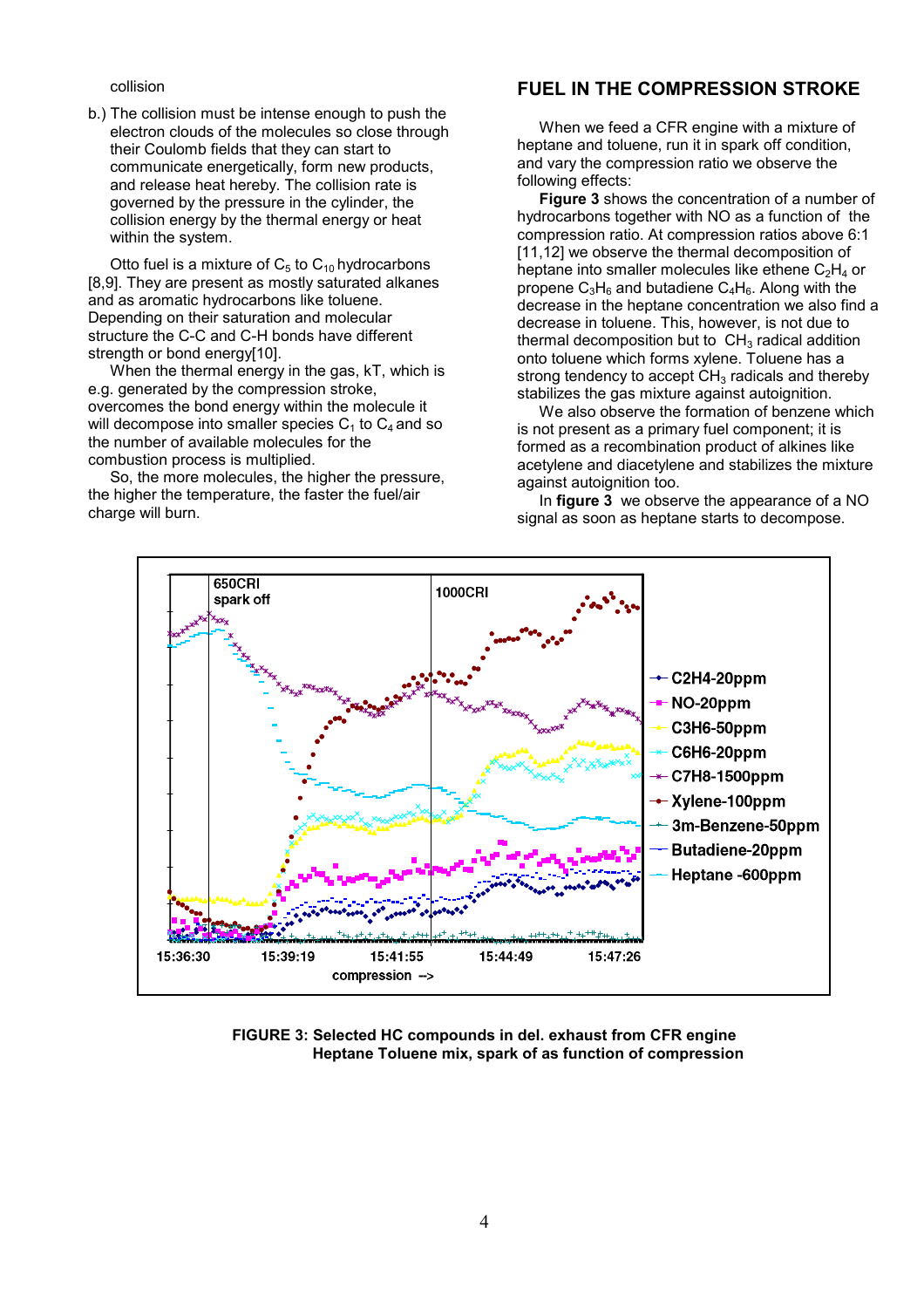collision

b.) The collision must be intense enough to push the electron clouds of the molecules so close through their Coulomb fields that they can start to communicate energetically, form new products, and release heat hereby. The collision rate is governed by the pressure in the cylinder, the collision energy by the thermal energy or heat within the system.

Otto fuel is a mixture of $C_5$ to $C_{10}$ hydrocarbons [8,9]. They are present as mostly saturated alkanes and as aromatic hydrocarbons like toluene. Depending on their saturation and molecular structure the C-C and C-H bonds have different strength or bond energy[10].

When the thermal energy in the gas, kT, which is e.g. generated by the compression stroke, overcomes the bond energy within the molecule it will decompose into smaller species $C_1$ to $C_4$ and so the number of available molecules for the combustion process is multiplied.

So, the more molecules, the higher the pressure, the higher the temperature, the faster the fuel/air charge will burn.

## FUEL IN THE COMPRESSION STROKE

When we feed a CFR engine with a mixture of heptane and toluene, run it in spark off condition, and vary the compression ratio we observe the following effects:

**Figure 3** shows the concentration of a number of hydrocarbons together with NO as a function of the compression ratio. At compression ratios above 6:1 [11,12] we observe the thermal decomposition of heptane into smaller molecules like ethene $C_2H_4$ or propene $C_3H_6$ and butadiene $C_4H_6$. Along with the decrease in the heptane concentration we also find a decrease in toluene. This, however, is not due to thermal decomposition but to $CH_3$ radical addition onto toluene which forms xylene. Toluene has a strong tendency to accept $CH_3$ radicals and thereby stabilizes the gas mixture against autoignition.

We also observe the formation of benzene which is not present as a primary fuel component; it is formed as a recombination product of alkines like acetylene and diacetylene and stabilizes the mixture against autoignition too.

In **figure 3** we observe the appearance of a NO signal as soon as heptane starts to decompose.

**FIGURE 3: Selected HC compounds in del. exhaust from CFR engine Heptane Toluene mix, spark of as function of compression**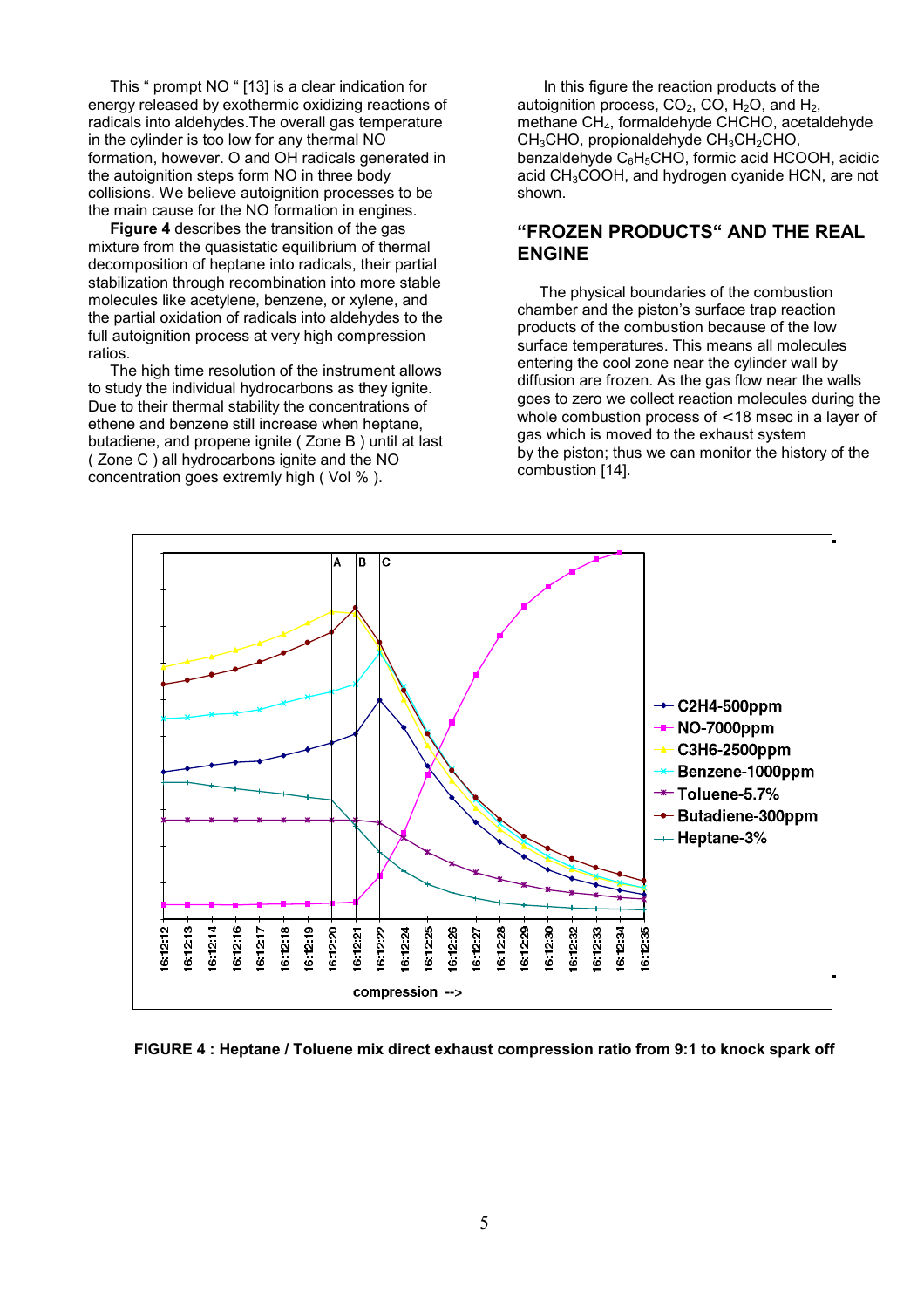This " prompt NO " [13] is a clear indication for energy released by exothermic oxidizing reactions of radicals into aldehydes.The overall gas temperature in the cylinder is too low for any thermal NO formation, however. O and OH radicals generated in the autoignition steps form NO in three body collisions. We believe autoignition processes to be the main cause for the NO formation in engines.

**Figure 4** describes the transition of the gas mixture from the quasistatic equilibrium of thermal decomposition of heptane into radicals, their partial stabilization through recombination into more stable molecules like acetylene, benzene, or xylene, and the partial oxidation of radicals into aldehydes to the full autoignition process at very high compression ratios.

The high time resolution of the instrument allows to study the individual hydrocarbons as they ignite. Due to their thermal stability the concentrations of ethene and benzene still increase when heptane, butadiene, and propene ignite ( Zone B ) until at last ( Zone C ) all hydrocarbons ignite and the NO concentration goes extremly high ( Vol % ).

In this figure the reaction products of the autoignition process, $CO_2$, CO, $H_2O$, and $H_2$, methane $CH_4$, formaldehyde CHCHO, acetaldehyde $CH_3CHO$, propionaldehyde $CH_3CH_2CHO$, benzaldehyde $C_6H_5CHO$, formic acid HCOOH, acidic acid $CH_3COOH$, and hydrogen cyanide HCN, are not shown.

## "FROZEN PRODUCTS" AND THE REAL ENGINE

The physical boundaries of the combustion chamber and the piston's surface trap reaction products of the combustion because of the low surface temperatures. This means all molecules entering the cool zone near the cylinder wall by diffusion are frozen. As the gas flow near the walls goes to zero we collect reaction molecules during the whole combustion process of <18 msec in a layer of gas which is moved to the exhaust system by the piston; thus we can monitor the history of the combustion [14].

**FIGURE 4 : Heptane / Toluene mix direct exhaust compression ratio from 9:1 to knock spark off**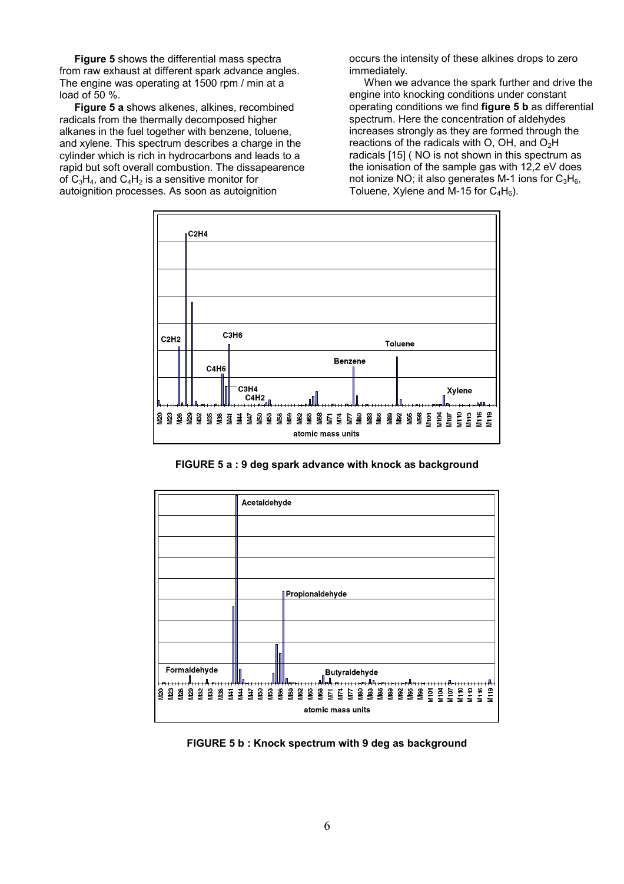**Figure 5** shows the differential mass spectra from raw exhaust at different spark advance angles. The engine was operating at 1500 rpm / min at a load of 50 %.

**Figure 5 a** shows alkenes, alkines, recombined radicals from the thermally decomposed higher alkanes in the fuel together with benzene, toluene, and xylene. This spectrum describes a charge in the cylinder which is rich in hydrocarbons and leads to a rapid but soft overall combustion. The dissapearence of $C_3H_4$, and $C_4H_2$ is a sensitive monitor for autoignition processes. As soon as autoignition occurs the intensity of these alkines drops to zero immediately.

When we advance the spark further and drive the engine into knocking conditions under constant operating conditions we find **figure 5 b** as differential spectrum. Here the concentration of aldehydes increases strongly as they are formed through the reactions of the radicals with O, OH, and $O_2H$ radicals [15] ( NO is not shown in this spectrum as the ionisation of the sample gas with 12,2 eV does not ionize NO; it also generates M-1 ions for $C_3H_6$, Toluene, Xylene and M-15 for $C_4H_6$).

**FIGURE 5 a : 9 deg spark advance with knock as background**

**FIGURE 5 b : Knock spectrum with 9 deg as background**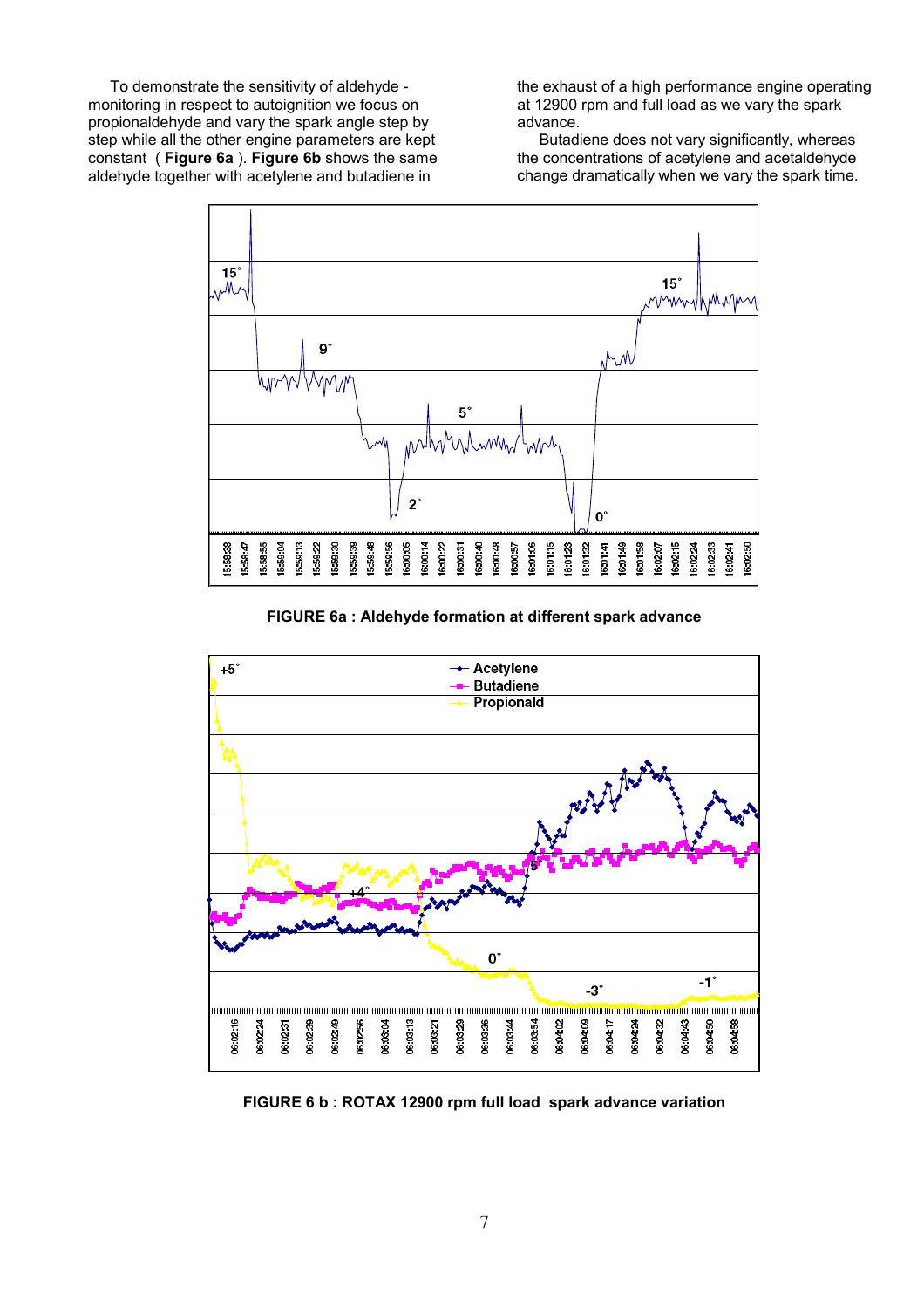To demonstrate the sensitivity of aldehyde - monitoring in respect to autoignition we focus on propionaldehyde and vary the spark angle step by step while all the other engine parameters are kept constant ( **Figure 6a** ). **Figure 6b** shows the same aldehyde together with acetylene and butadiene in the exhaust of a high performance engine operating at 12900 rpm and full load as we vary the spark advance.

Butadiene does not vary significantly, whereas the concentrations of acetylene and acetaldehyde change dramatically when we vary the spark time.

**FIGURE 6a : Aldehyde formation at different spark advance**

**FIGURE 6 b : ROTAX 12900 rpm full load spark advance variation**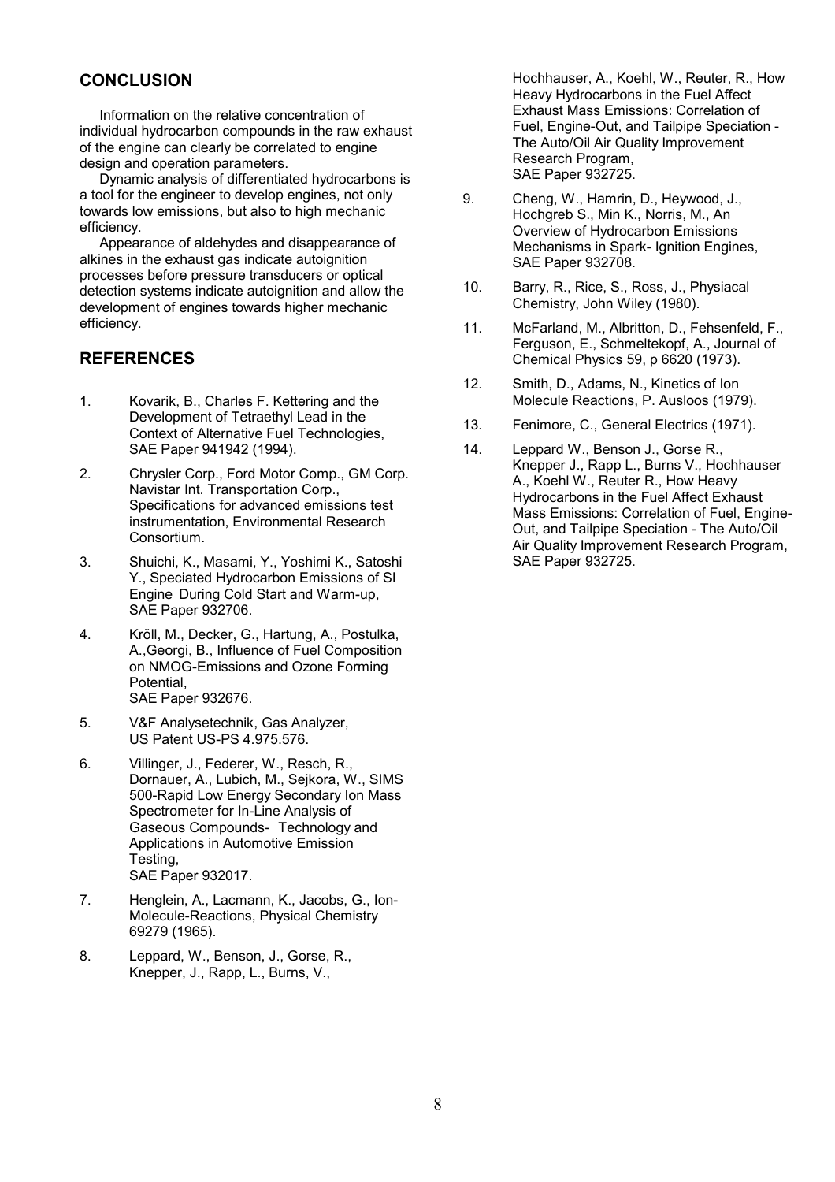## CONCLUSION

Information on the relative concentration of individual hydrocarbon compounds in the raw exhaust of the engine can clearly be correlated to engine design and operation parameters.

Dynamic analysis of differentiated hydrocarbons is a tool for the engineer to develop engines, not only towards low emissions, but also to high mechanic efficiency.

Appearance of aldehydes and disappearance of alkines in the exhaust gas indicate autoignition processes before pressure transducers or optical detection systems indicate autoignition and allow the development of engines towards higher mechanic efficiency.

## REFERENCES

1. Kovarik, B., Charles F. Kettering and the Development of Tetraethyl Lead in the Context of Alternative Fuel Technologies, SAE Paper 941942 (1994).
2. Chrysler Corp., Ford Motor Comp., GM Corp. Navistar Int. Transportation Corp., Specifications for advanced emissions test instrumentation, Environmental Research Consortium.
3. Shuichi, K., Masami, Y., Yoshimi K., Satoshi Y., Speciated Hydrocarbon Emissions of SI Engine During Cold Start and Warm-up, SAE Paper 932706.
4. Kröll, M., Decker, G., Hartung, A., Postulka, A.,Georgi, B., Influence of Fuel Composition on NMOG-Emissions and Ozone Forming Potential, SAE Paper 932676.
5. V&F Analysetechnik, Gas Analyzer, US Patent US-PS 4.975.576.
6. Villinger, J., Federer, W., Resch, R., Dornauer, A., Lubich, M., Sejkora, W., SIMS 500-Rapid Low Energy Secondary Ion Mass Spectrometer for In-Line Analysis of Gaseous Compounds- Technology and Applications in Automotive Emission Testing, SAE Paper 932017.
7. Henglein, A., Lacmann, K., Jacobs, G., Ion-Molecule-Reactions, Physical Chemistry 69279 (1965).
8. Leppard, W., Benson, J., Gorse, R., Knepper, J., Rapp, L., Burns, V., Hochhauser, A., Koehl, W., Reuter, R., How Heavy Hydrocarbons in the Fuel Affect Exhaust Mass Emissions: Correlation of Fuel, Engine-Out, and Tailpipe Speciation - The Auto/Oil Air Quality Improvement Research Program, SAE Paper 932725.
9. Cheng, W., Hamrin, D., Heywood, J., Hochgreb S., Min K., Norris, M., An Overview of Hydrocarbon Emissions Mechanisms in Spark- Ignition Engines, SAE Paper 932708.
10. Barry, R., Rice, S., Ross, J., Physiacal Chemistry, John Wiley (1980).
11. McFarland, M., Albritton, D., Fehsenfeld, F., Ferguson, E., Schmeltekopf, A., Journal of Chemical Physics 59, p 6620 (1973).
12. Smith, D., Adams, N., Kinetics of Ion Molecule Reactions, P. Ausloos (1979).
13. Fenimore, C., General Electrics (1971).
14. Leppard W., Benson J., Gorse R., Knepper J., Rapp L., Burns V., Hochhauser A., Koehl W., Reuter R., How Heavy Hydrocarbons in the Fuel Affect Exhaust Mass Emissions: Correlation of Fuel, Engine-Out, and Tailpipe Speciation - The Auto/Oil Air Quality Improvement Research Program, SAE Paper 932725.